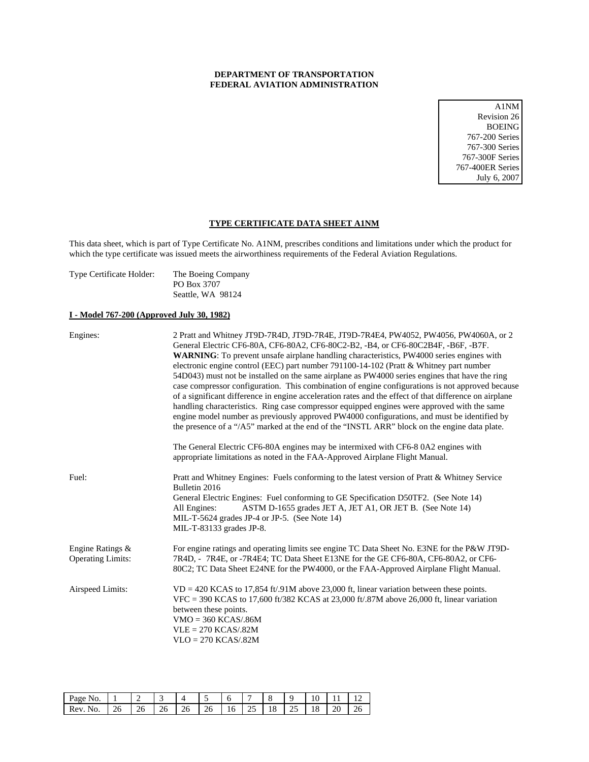**DEPARTMENT OF TRANSPORTATION**
**FEDERAL AVIATION ADMINISTRATION**

A1NM
Revision 26
BOEING
767-200 Series
767-300 Series
767-300F Series
767-400ER Series
July 6, 2007

## TYPE CERTIFICATE DATA SHEET A1NM

This data sheet, which is part of Type Certificate No. A1NM, prescribes conditions and limitations under which the product for which the type certificate was issued meets the airworthiness requirements of the Federal Aviation Regulations.

Type Certificate Holder: The Boeing Company
PO Box 3707
Seattle, WA 98124

### I - Model 767-200 (Approved July 30, 1982)

Engines: 2 Pratt and Whitney JT9D-7R4D, JT9D-7R4E, JT9D-7R4E4, PW4052, PW4056, PW4060A, or 2 General Electric CF6-80A, CF6-80A2, CF6-80C2-B2, -B4, or CF6-80C2B4F, -B6F, -B7F.
**WARNING**: To prevent unsafe airplane handling characteristics, PW4000 series engines with electronic engine control (EEC) part number 791100-14-102 (Pratt & Whitney part number 54D043) must not be installed on the same airplane as PW4000 series engines that have the ring case compressor configuration. This combination of engine configurations is not approved because of a significant difference in engine acceleration rates and the effect of that difference on airplane handling characteristics. Ring case compressor equipped engines were approved with the same engine model number as previously approved PW4000 configurations, and must be identified by the presence of a "/A5" marked at the end of the "INSTL ARR" block on the engine data plate.

The General Electric CF6-80A engines may be intermixed with CF6-8 0A2 engines with appropriate limitations as noted in the FAA-Approved Airplane Flight Manual.

Fuel: Pratt and Whitney Engines: Fuels conforming to the latest version of Pratt & Whitney Service Bulletin 2016
General Electric Engines: Fuel conforming to GE Specification D50TF2. (See Note 14)
All Engines: ASTM D-1655 grades JET A, JET A1, OR JET B. (See Note 14)
MIL-T-5624 grades JP-4 or JP-5. (See Note 14)
MIL-T-83133 grades JP-8.

Engine Ratings & Operating Limits: For engine ratings and operating limits see engine TC Data Sheet No. E3NE for the P&W JT9D-7R4D, - 7R4E, or -7R4E4; TC Data Sheet E13NE for the GE CF6-80A, CF6-80A2, or CF6-80C2; TC Data Sheet E24NE for the PW4000, or the FAA-Approved Airplane Flight Manual.

Airspeed Limits: VD = 420 KCAS to 17,854 ft/.91M above 23,000 ft, linear variation between these points.
VFC = 390 KCAS to 17,600 ft/382 KCAS at 23,000 ft/.87M above 26,000 ft, linear variation between these points.
VMO = 360 KCAS/.86M
VLE = 270 KCAS/.82M
VLO = 270 KCAS/.82M

| Page No. | 1 | 2 | 3 | 4 | 5 | 6 | 7 | 8 | 9 | 10 | 11 | 12 |
|---|---|---|---|---|---|---|---|---|---|---|---|---|
| Rev. No. | 26 | 26 | 26 | 26 | 26 | 16 | 25 | 18 | 25 | 18 | 20 | 26 |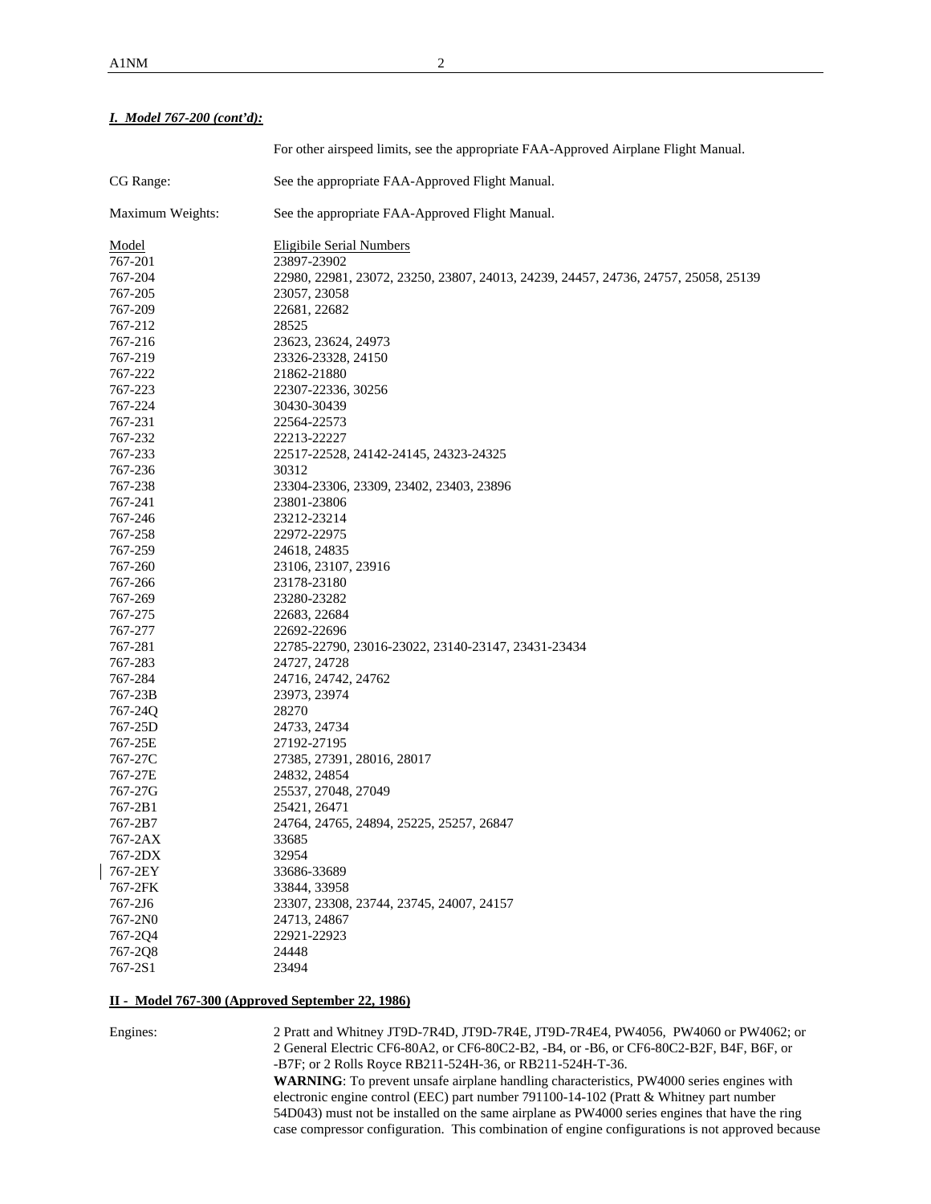***I. Model 767-200 (cont'd):***

| | |
|---|---|
| | For other airspeed limits, see the appropriate FAA-Approved Airplane Flight Manual. |
| CG Range: | See the appropriate FAA-Approved Flight Manual. |
| Maximum Weights: | See the appropriate FAA-Approved Flight Manual. |

| Model | Eligibile Serial Numbers |
|---|---|
| 767-201 | 23897-23902 |
| 767-204 | 22980, 22981, 23072, 23250, 23807, 24013, 24239, 24457, 24736, 24757, 25058, 25139 |
| 767-205 | 23057, 23058 |
| 767-209 | 22681, 22682 |
| 767-212 | 28525 |
| 767-216 | 23623, 23624, 24973 |
| 767-219 | 23326-23328, 24150 |
| 767-222 | 21862-21880 |
| 767-223 | 22307-22336, 30256 |
| 767-224 | 30430-30439 |
| 767-231 | 22564-22573 |
| 767-232 | 22213-22227 |
| 767-233 | 22517-22528, 24142-24145, 24323-24325 |
| 767-236 | 30312 |
| 767-238 | 23304-23306, 23309, 23402, 23403, 23896 |
| 767-241 | 23801-23806 |
| 767-246 | 23212-23214 |
| 767-258 | 22972-22975 |
| 767-259 | 24618, 24835 |
| 767-260 | 23106, 23107, 23916 |
| 767-266 | 23178-23180 |
| 767-269 | 23280-23282 |
| 767-275 | 22683, 22684 |
| 767-277 | 22692-22696 |
| 767-281 | 22785-22790, 23016-23022, 23140-23147, 23431-23434 |
| 767-283 | 24727, 24728 |
| 767-284 | 24716, 24742, 24762 |
| 767-23B | 23973, 23974 |
| 767-24Q | 28270 |
| 767-25D | 24733, 24734 |
| 767-25E | 27192-27195 |
| 767-27C | 27385, 27391, 28016, 28017 |
| 767-27E | 24832, 24854 |
| 767-27G | 25537, 27048, 27049 |
| 767-2B1 | 25421, 26471 |
| 767-2B7 | 24764, 24765, 24894, 25225, 25257, 26847 |
| 767-2AX | 33685 |
| 767-2DX | 32954 |
| 767-2EY | 33686-33689 |
| 767-2FK | 33844, 33958 |
| 767-2J6 | 23307, 23308, 23744, 23745, 24007, 24157 |
| 767-2N0 | 24713, 24867 |
| 767-2Q4 | 22921-22923 |
| 767-2Q8 | 24448 |
| 767-2S1 | 23494 |

**II - Model 767-300 (Approved September 22, 1986)**

Engines: 2 Pratt and Whitney JT9D-7R4D, JT9D-7R4E, JT9D-7R4E4, PW4056, PW4060 or PW4062; or 2 General Electric CF6-80A2, or CF6-80C2-B2, -B4, or -B6, or CF6-80C2-B2F, B4F, B6F, or -B7F; or 2 Rolls Royce RB211-524H-36, or RB211-524H-T-36.

**WARNING**: To prevent unsafe airplane handling characteristics, PW4000 series engines with electronic engine control (EEC) part number 791100-14-102 (Pratt & Whitney part number 54D043) must not be installed on the same airplane as PW4000 series engines that have the ring case compressor configuration. This combination of engine configurations is not approved because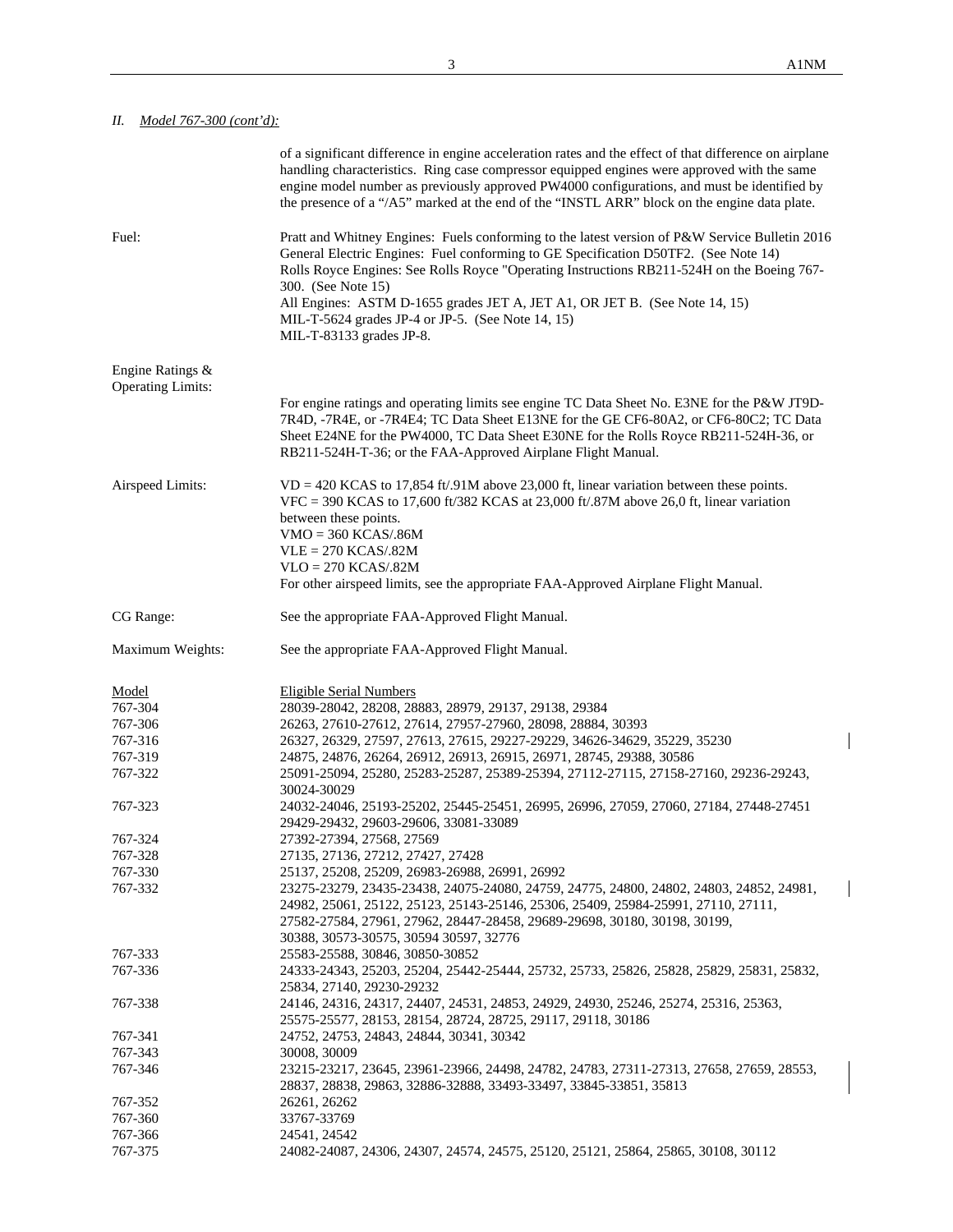*II. Model 767-300 (cont'd):*

| | |
|---|---|
| | of a significant difference in engine acceleration rates and the effect of that difference on airplane handling characteristics. Ring case compressor equipped engines were approved with the same engine model number as previously approved PW4000 configurations, and must be identified by the presence of a "/A5" marked at the end of the "INSTL ARR" block on the engine data plate. |
| Fuel: | Pratt and Whitney Engines: Fuels conforming to the latest version of P&W Service Bulletin 2016<br>General Electric Engines: Fuel conforming to GE Specification D50TF2. (See Note 14)<br>Rolls Royce Engines: See Rolls Royce "Operating Instructions RB211-524H on the Boeing 767-300. (See Note 15)<br>All Engines: ASTM D-1655 grades JET A, JET A1, OR JET B. (See Note 14, 15)<br>MIL-T-5624 grades JP-4 or JP-5. (See Note 14, 15)<br>MIL-T-83133 grades JP-8. |
| Engine Ratings & Operating Limits: | For engine ratings and operating limits see engine TC Data Sheet No. E3NE for the P&W JT9D-7R4D, -7R4E, or -7R4E4; TC Data Sheet E13NE for the GE CF6-80A2, or CF6-80C2; TC Data Sheet E24NE for the PW4000, TC Data Sheet E30NE for the Rolls Royce RB211-524H-36, or RB211-524H-T-36; or the FAA-Approved Airplane Flight Manual. |
| Airspeed Limits: | VD = 420 KCAS to 17,854 ft/.91M above 23,000 ft, linear variation between these points.<br>VFC = 390 KCAS to 17,600 ft/382 KCAS at 23,000 ft/.87M above 26,0 ft, linear variation between these points.<br>VMO = 360 KCAS/.86M<br>VLE = 270 KCAS/.82M<br>VLO = 270 KCAS/.82M<br>For other airspeed limits, see the appropriate FAA-Approved Airplane Flight Manual. |
| CG Range: | See the appropriate FAA-Approved Flight Manual. |
| Maximum Weights: | See the appropriate FAA-Approved Flight Manual. |

| Model | Eligible Serial Numbers |
|---|---|
| 767-304 | 28039-28042, 28208, 28883, 28979, 29137, 29138, 29384 |
| 767-306 | 26263, 27610-27612, 27614, 27957-27960, 28098, 28884, 30393 |
| 767-316 | 26327, 26329, 27597, 27613, 27615, 29227-29229, 34626-34629, 35229, 35230 |
| 767-319 | 24875, 24876, 26264, 26912, 26913, 26915, 26971, 28745, 29388, 30586 |
| 767-322 | 25091-25094, 25280, 25283-25287, 25389-25394, 27112-27115, 27158-27160, 29236-29243, 30024-30029 |
| 767-323 | 24032-24046, 25193-25202, 25445-25451, 26995, 26996, 27059, 27060, 27184, 27448-27451 29429-29432, 29603-29606, 33081-33089 |
| 767-324 | 27392-27394, 27568, 27569 |
| 767-328 | 27135, 27136, 27212, 27427, 27428 |
| 767-330 | 25137, 25208, 25209, 26983-26988, 26991, 26992 |
| 767-332 | 23275-23279, 23435-23438, 24075-24080, 24759, 24775, 24800, 24802, 24803, 24852, 24981, 24982, 25061, 25122, 25123, 25143-25146, 25306, 25409, 25984-25991, 27110, 27111, 27582-27584, 27961, 27962, 28447-28458, 29689-29698, 30180, 30198, 30199, 30388, 30573-30575, 30594 30597, 32776 |
| 767-333 | 25583-25588, 30846, 30850-30852 |
| 767-336 | 24333-24343, 25203, 25204, 25442-25444, 25732, 25733, 25826, 25828, 25829, 25831, 25832, 25834, 27140, 29230-29232 |
| 767-338 | 24146, 24316, 24317, 24407, 24531, 24853, 24929, 24930, 25246, 25274, 25316, 25363, 25575-25577, 28153, 28154, 28724, 28725, 29117, 29118, 30186 |
| 767-341 | 24752, 24753, 24843, 24844, 30341, 30342 |
| 767-343 | 30008, 30009 |
| 767-346 | 23215-23217, 23645, 23961-23966, 24498, 24782, 24783, 27311-27313, 27658, 27659, 28553, 28837, 28838, 29863, 32886-32888, 33493-33497, 33845-33851, 35813 |
| 767-352 | 26261, 26262 |
| 767-360 | 33767-33769 |
| 767-366 | 24541, 24542 |
| 767-375 | 24082-24087, 24306, 24307, 24574, 24575, 25120, 25121, 25864, 25865, 30108, 30112 |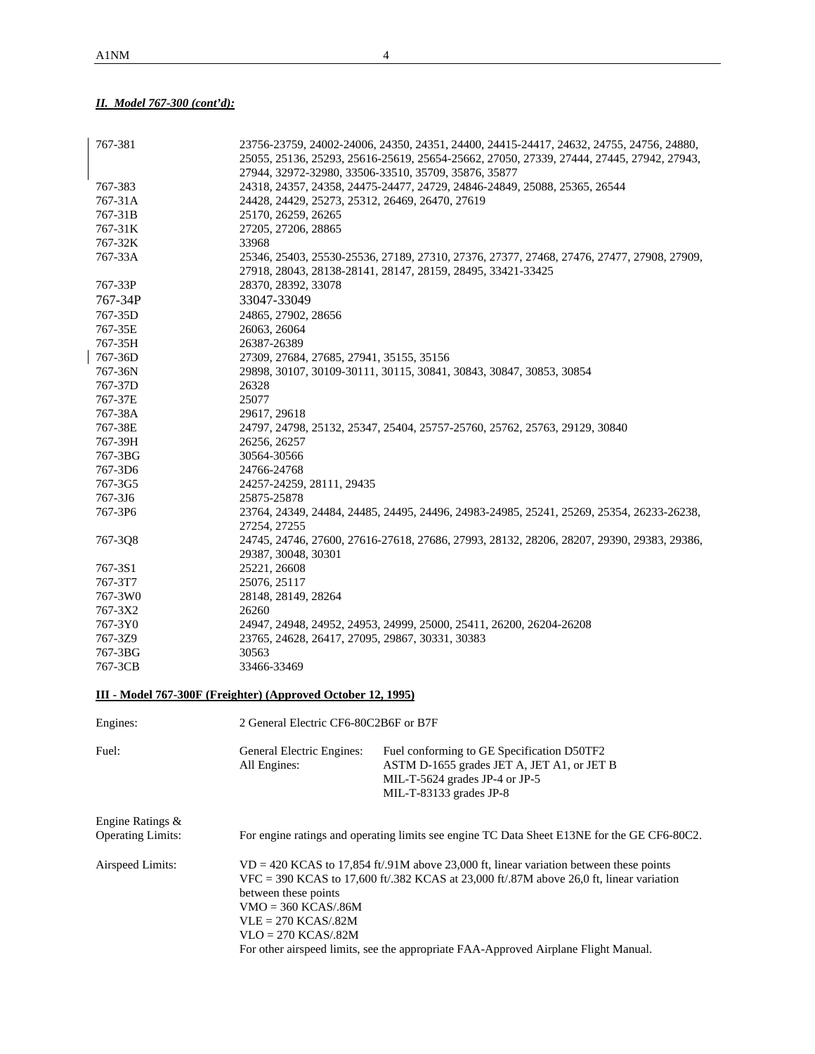***II. Model 767-300 (cont'd):***

| | |
|---|---|
| 767-381 | 23756-23759, 24002-24006, 24350, 24351, 24400, 24415-24417, 24632, 24755, 24756, 24880, 25055, 25136, 25293, 25616-25619, 25654-25662, 27050, 27339, 27444, 27445, 27942, 27943, 27944, 32972-32980, 33506-33510, 35709, 35876, 35877 |
| 767-383 | 24318, 24357, 24358, 24475-24477, 24729, 24846-24849, 25088, 25365, 26544 |
| 767-31A | 24428, 24429, 25273, 25312, 26469, 26470, 27619 |
| 767-31B | 25170, 26259, 26265 |
| 767-31K | 27205, 27206, 28865 |
| 767-32K | 33968 |
| 767-33A | 25346, 25403, 25530-25536, 27189, 27310, 27376, 27377, 27468, 27476, 27477, 27908, 27909, 27918, 28043, 28138-28141, 28147, 28159, 28495, 33421-33425 |
| 767-33P | 28370, 28392, 33078 |
| 767-34P | 33047-33049 |
| 767-35D | 24865, 27902, 28656 |
| 767-35E | 26063, 26064 |
| 767-35H | 26387-26389 |
| 767-36D | 27309, 27684, 27685, 27941, 35155, 35156 |
| 767-36N | 29898, 30107, 30109-30111, 30115, 30841, 30843, 30847, 30853, 30854 |
| 767-37D | 26328 |
| 767-37E | 25077 |
| 767-38A | 29617, 29618 |
| 767-38E | 24797, 24798, 25132, 25347, 25404, 25757-25760, 25762, 25763, 29129, 30840 |
| 767-39H | 26256, 26257 |
| 767-3BG | 30564-30566 |
| 767-3D6 | 24766-24768 |
| 767-3G5 | 24257-24259, 28111, 29435 |
| 767-3J6 | 25875-25878 |
| 767-3P6 | 23764, 24349, 24484, 24485, 24495, 24496, 24983-24985, 25241, 25269, 25354, 26233-26238, 27254, 27255 |
| 767-3Q8 | 24745, 24746, 27600, 27616-27618, 27686, 27993, 28132, 28206, 28207, 29390, 29383, 29386, 29387, 30048, 30301 |
| 767-3S1 | 25221, 26608 |
| 767-3T7 | 25076, 25117 |
| 767-3W0 | 28148, 28149, 28264 |
| 767-3X2 | 26260 |
| 767-3Y0 | 24947, 24948, 24952, 24953, 24999, 25000, 25411, 26200, 26204-26208 |
| 767-3Z9 | 23765, 24628, 26417, 27095, 29867, 30331, 30383 |
| 767-3BG | 30563 |
| 767-3CB | 33466-33469 |

**III - Model 767-300F (Freighter) (Approved October 12, 1995)**

Engines: 2 General Electric CF6-80C2B6F or B7F

Fuel:

| | |
|---|---|
| General Electric Engines: | Fuel conforming to GE Specification D50TF2 |
| All Engines: | ASTM D-1655 grades JET A, JET A1, or JET B<br>MIL-T-5624 grades JP-4 or JP-5<br>MIL-T-83133 grades JP-8 |

Engine Ratings & Operating Limits: For engine ratings and operating limits see engine TC Data Sheet E13NE for the GE CF6-80C2.

Airspeed Limits:

VD = 420 KCAS to 17,854 ft/.91M above 23,000 ft, linear variation between these points
VFC = 390 KCAS to 17,600 ft/.382 KCAS at 23,000 ft/.87M above 26,0 ft, linear variation between these points
VMO = 360 KCAS/.86M
VLE = 270 KCAS/.82M
VLO = 270 KCAS/.82M
For other airspeed limits, see the appropriate FAA-Approved Airplane Flight Manual.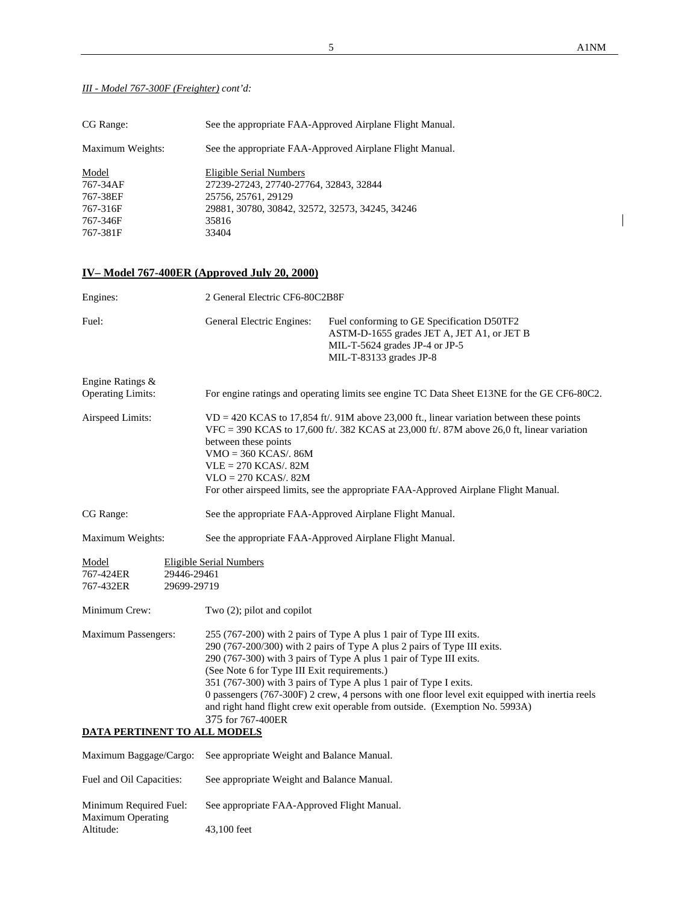*III - Model 767-300F (Freighter) cont'd:*

CG Range: See the appropriate FAA-Approved Airplane Flight Manual.

Maximum Weights: See the appropriate FAA-Approved Airplane Flight Manual.

| Model | Eligible Serial Numbers |
|---|---|
| 767-34AF | 27239-27243, 27740-27764, 32843, 32844 |
| 767-38EF | 25756, 25761, 29129 |
| 767-316F | 29881, 30780, 30842, 32572, 32573, 34245, 34246 |
| 767-346F | 35816 |
| 767-381F | 33404 |

## IV– Model 767-400ER (Approved July 20, 2000)

Engines: 2 General Electric CF6-80C2B8F

Fuel: General Electric Engines: Fuel conforming to GE Specification D50TF2
ASTM-D-1655 grades JET A, JET A1, or JET B
MIL-T-5624 grades JP-4 or JP-5
MIL-T-83133 grades JP-8

Engine Ratings & Operating Limits: For engine ratings and operating limits see engine TC Data Sheet E13NE for the GE CF6-80C2.

Airspeed Limits:
VD = 420 KCAS to 17,854 ft/. 91M above 23,000 ft., linear variation between these points
VFC = 390 KCAS to 17,600 ft/. 382 KCAS at 23,000 ft/. 87M above 26,0 ft, linear variation between these points
VMO = 360 KCAS/. 86M
VLE = 270 KCAS/. 82M
VLO = 270 KCAS/. 82M
For other airspeed limits, see the appropriate FAA-Approved Airplane Flight Manual.

CG Range: See the appropriate FAA-Approved Airplane Flight Manual.

Maximum Weights: See the appropriate FAA-Approved Airplane Flight Manual.

| Model | Eligible Serial Numbers |
|---|---|
| 767-424ER | 29446-29461 |
| 767-432ER | 29699-29719 |

Minimum Crew: Two (2); pilot and copilot

Maximum Passengers:
255 (767-200) with 2 pairs of Type A plus 1 pair of Type III exits.
290 (767-200/300) with 2 pairs of Type A plus 2 pairs of Type III exits.
290 (767-300) with 3 pairs of Type A plus 1 pair of Type III exits.
(See Note 6 for Type III Exit requirements.)
351 (767-300) with 3 pairs of Type A plus 1 pair of Type I exits.
0 passengers (767-300F) 2 crew, 4 persons with one floor level exit equipped with inertia reels and right hand flight crew exit operable from outside. (Exemption No. 5993A)
375 for 767-400ER

## DATA PERTINENT TO ALL MODELS

Maximum Baggage/Cargo: See appropriate Weight and Balance Manual.

Fuel and Oil Capacities: See appropriate Weight and Balance Manual.

Minimum Required Fuel: See appropriate FAA-Approved Flight Manual.

Maximum Operating Altitude: 43,100 feet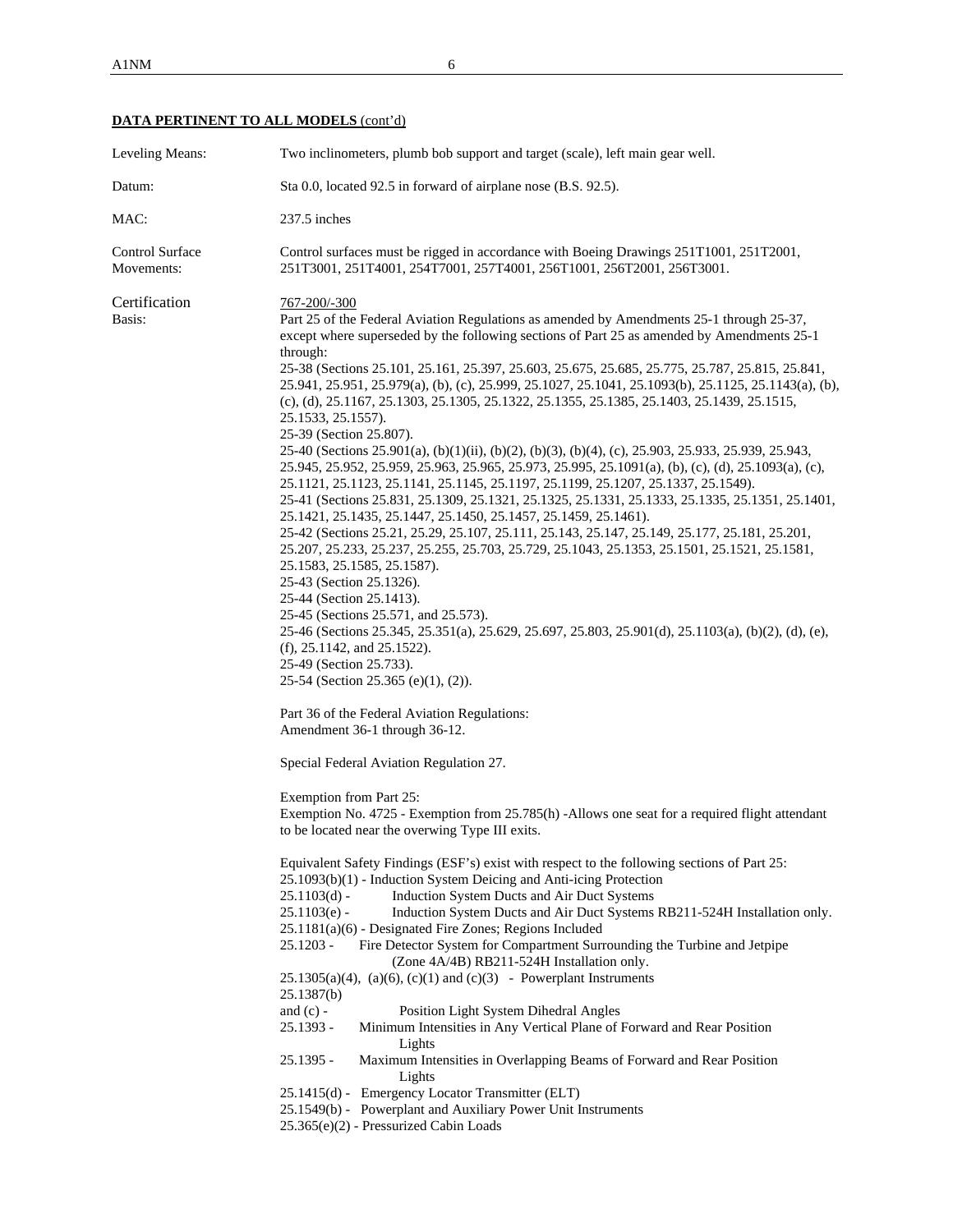**DATA PERTINENT TO ALL MODELS** (cont'd)

Leveling Means: Two inclinometers, plumb bob support and target (scale), left main gear well.

Datum: Sta 0.0, located 92.5 in forward of airplane nose (B.S. 92.5).

MAC: 237.5 inches

Control Surface Movements: Control surfaces must be rigged in accordance with Boeing Drawings 251T1001, 251T2001, 251T3001, 251T4001, 254T7001, 257T4001, 256T1001, 256T2001, 256T3001.

Certification Basis:

767-200/-300

Part 25 of the Federal Aviation Regulations as amended by Amendments 25-1 through 25-37, except where superseded by the following sections of Part 25 as amended by Amendments 25-1 through:

25-38 (Sections 25.101, 25.161, 25.397, 25.603, 25.675, 25.685, 25.775, 25.787, 25.815, 25.841, 25.941, 25.951, 25.979(a), (b), (c), 25.999, 25.1027, 25.1041, 25.1093(b), 25.1125, 25.1143(a), (b), (c), (d), 25.1167, 25.1303, 25.1305, 25.1322, 25.1355, 25.1385, 25.1403, 25.1439, 25.1515, 25.1533, 25.1557).

25-39 (Section 25.807).

25-40 (Sections 25.901(a), (b)(1)(ii), (b)(2), (b)(3), (b)(4), (c), 25.903, 25.933, 25.939, 25.943, 25.945, 25.952, 25.959, 25.963, 25.965, 25.973, 25.995, 25.1091(a), (b), (c), (d), 25.1093(a), (c), 25.1121, 25.1123, 25.1141, 25.1145, 25.1197, 25.1199, 25.1207, 25.1337, 25.1549).

25-41 (Sections 25.831, 25.1309, 25.1321, 25.1325, 25.1331, 25.1333, 25.1335, 25.1351, 25.1401, 25.1421, 25.1435, 25.1447, 25.1450, 25.1457, 25.1459, 25.1461).

25-42 (Sections 25.21, 25.29, 25.107, 25.111, 25.143, 25.147, 25.149, 25.177, 25.181, 25.201, 25.207, 25.233, 25.237, 25.255, 25.703, 25.729, 25.1043, 25.1353, 25.1501, 25.1521, 25.1581, 25.1583, 25.1585, 25.1587).

25-43 (Section 25.1326).

25-44 (Section 25.1413).

25-45 (Sections 25.571, and 25.573).

25-46 (Sections 25.345, 25.351(a), 25.629, 25.697, 25.803, 25.901(d), 25.1103(a), (b)(2), (d), (e), (f), 25.1142, and 25.1522).

25-49 (Section 25.733).

25-54 (Section 25.365 (e)(1), (2)).

Part 36 of the Federal Aviation Regulations:
Amendment 36-1 through 36-12.

Special Federal Aviation Regulation 27.

Exemption from Part 25:
Exemption No. 4725 - Exemption from 25.785(h) -Allows one seat for a required flight attendant to be located near the overwing Type III exits.

Equivalent Safety Findings (ESF's) exist with respect to the following sections of Part 25:

25.1093(b)(1) - Induction System Deicing and Anti-icing Protection
25.1103(d) - Induction System Ducts and Air Duct Systems
25.1103(e) - Induction System Ducts and Air Duct Systems RB211-524H Installation only.
25.1181(a)(6) - Designated Fire Zones; Regions Included
25.1203 - Fire Detector System for Compartment Surrounding the Turbine and Jetpipe (Zone 4A/4B) RB211-524H Installation only.
25.1305(a)(4), (a)(6), (c)(1) and (c)(3) - Powerplant Instruments
25.1387(b) and (c) - Position Light System Dihedral Angles
25.1393 - Minimum Intensities in Any Vertical Plane of Forward and Rear Position Lights
25.1395 - Maximum Intensities in Overlapping Beams of Forward and Rear Position Lights
25.1415(d) - Emergency Locator Transmitter (ELT)
25.1549(b) - Powerplant and Auxiliary Power Unit Instruments
25.365(e)(2) - Pressurized Cabin Loads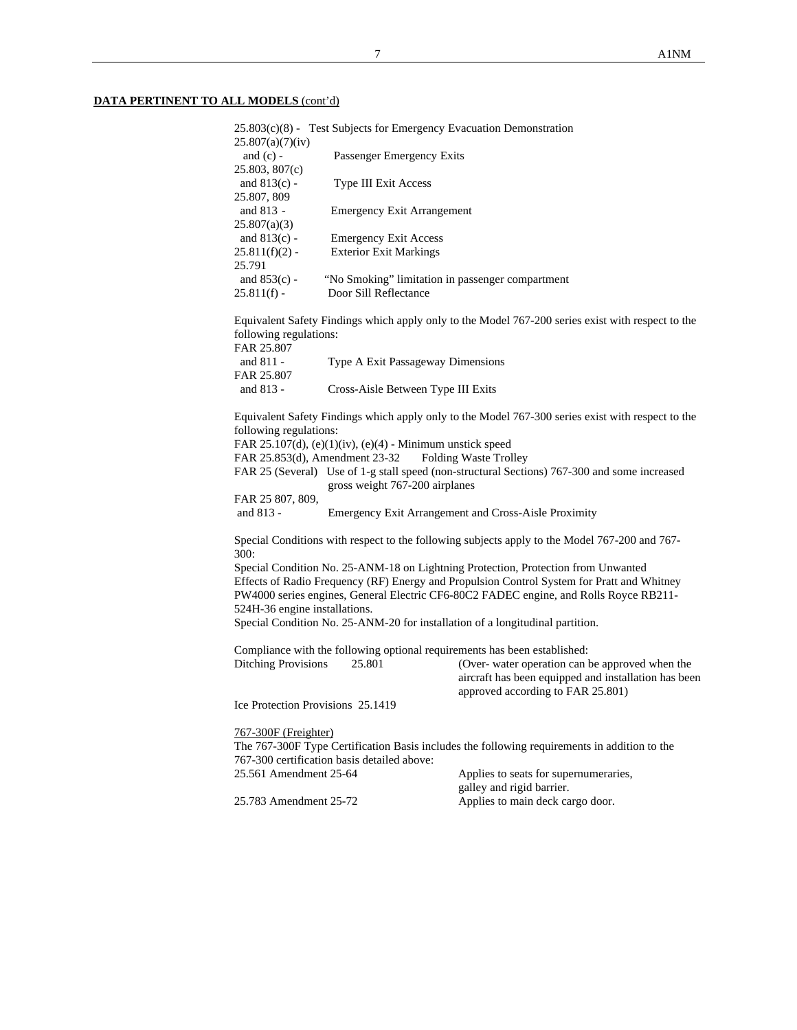**DATA PERTINENT TO ALL MODELS** (cont'd)

25.803(c)(8) - Test Subjects for Emergency Evacuation Demonstration
25.807(a)(7)(iv) and (c) - Passenger Emergency Exits
25.803, 807(c) and 813(c) - Type III Exit Access
25.807, 809 and 813 - Emergency Exit Arrangement
25.807(a)(3) and 813(c) - Emergency Exit Access
25.811(f)(2) - Exterior Exit Markings
25.791 and 853(c) - "No Smoking" limitation in passenger compartment
25.811(f) - Door Sill Reflectance

Equivalent Safety Findings which apply only to the Model 767-200 series exist with respect to the following regulations:
FAR 25.807 and 811 - Type A Exit Passageway Dimensions
FAR 25.807 and 813 - Cross-Aisle Between Type III Exits

Equivalent Safety Findings which apply only to the Model 767-300 series exist with respect to the following regulations:
FAR 25.107(d), (e)(1)(iv), (e)(4) - Minimum unstick speed
FAR 25.853(d), Amendment 23-32 Folding Waste Trolley
FAR 25 (Several) Use of 1-g stall speed (non-structural Sections) 767-300 and some increased gross weight 767-200 airplanes
FAR 25 807, 809, and 813 - Emergency Exit Arrangement and Cross-Aisle Proximity

Special Conditions with respect to the following subjects apply to the Model 767-200 and 767-300:
Special Condition No. 25-ANM-18 on Lightning Protection, Protection from Unwanted Effects of Radio Frequency (RF) Energy and Propulsion Control System for Pratt and Whitney PW4000 series engines, General Electric CF6-80C2 FADEC engine, and Rolls Royce RB211-524H-36 engine installations.
Special Condition No. 25-ANM-20 for installation of a longitudinal partition.

Compliance with the following optional requirements has been established:
Ditching Provisions 25.801 (Over- water operation can be approved when the aircraft has been equipped and installation has been approved according to FAR 25.801)
Ice Protection Provisions 25.1419

767-300F (Freighter)
The 767-300F Type Certification Basis includes the following requirements in addition to the 767-300 certification basis detailed above:
25.561 Amendment 25-64 Applies to seats for supernumeraries, galley and rigid barrier.
25.783 Amendment 25-72 Applies to main deck cargo door.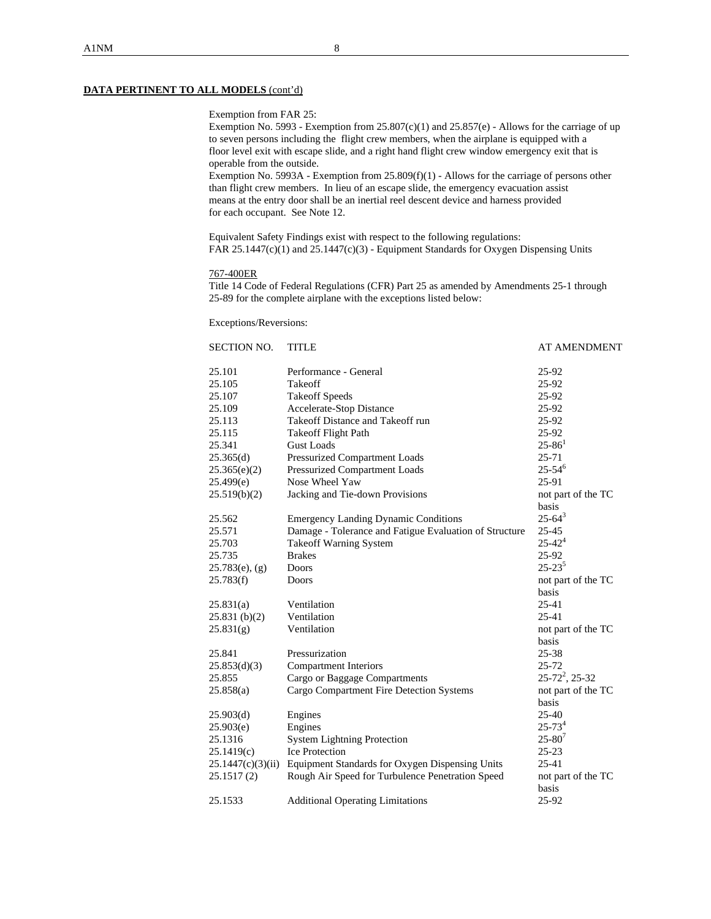**DATA PERTINENT TO ALL MODELS** (cont'd)

Exemption from FAR 25:
Exemption No. 5993 - Exemption from 25.807(c)(1) and 25.857(e) - Allows for the carriage of up to seven persons including the flight crew members, when the airplane is equipped with a floor level exit with escape slide, and a right hand flight crew window emergency exit that is operable from the outside.
Exemption No. 5993A - Exemption from 25.809(f)(1) - Allows for the carriage of persons other than flight crew members. In lieu of an escape slide, the emergency evacuation assist means at the entry door shall be an inertial reel descent device and harness provided for each occupant. See Note 12.

Equivalent Safety Findings exist with respect to the following regulations:
FAR 25.1447(c)(1) and 25.1447(c)(3) - Equipment Standards for Oxygen Dispensing Units

767-400ER
Title 14 Code of Federal Regulations (CFR) Part 25 as amended by Amendments 25-1 through 25-89 for the complete airplane with the exceptions listed below:

Exceptions/Reversions:

| SECTION NO. | TITLE | AT AMENDMENT |
|---|---|---|
| 25.101 | Performance - General | 25-92 |
| 25.105 | Takeoff | 25-92 |
| 25.107 | Takeoff Speeds | 25-92 |
| 25.109 | Accelerate-Stop Distance | 25-92 |
| 25.113 | Takeoff Distance and Takeoff run | 25-92 |
| 25.115 | Takeoff Flight Path | 25-92 |
| 25.341 | Gust Loads | 25-86[1] |
| 25.365(d) | Pressurized Compartment Loads | 25-71 |
| 25.365(e)(2) | Pressurized Compartment Loads | 25-54[6] |
| 25.499(e) | Nose Wheel Yaw | 25-91 |
| 25.519(b)(2) | Jacking and Tie-down Provisions | not part of the TC basis |
| 25.562 | Emergency Landing Dynamic Conditions | 25-64[3] |
| 25.571 | Damage - Tolerance and Fatigue Evaluation of Structure | 25-45 |
| 25.703 | Takeoff Warning System | 25-42[4] |
| 25.735 | Brakes | 25-92 |
| 25.783(e), (g) | Doors | 25-23[5] |
| 25.783(f) | Doors | not part of the TC basis |
| 25.831(a) | Ventilation | 25-41 |
| 25.831 (b)(2) | Ventilation | 25-41 |
| 25.831(g) | Ventilation | not part of the TC basis |
| 25.841 | Pressurization | 25-38 |
| 25.853(d)(3) | Compartment Interiors | 25-72 |
| 25.855 | Cargo or Baggage Compartments | 25-72[2], 25-32 |
| 25.858(a) | Cargo Compartment Fire Detection Systems | not part of the TC basis |
| 25.903(d) | Engines | 25-40 |
| 25.903(e) | Engines | 25-73[4] |
| 25.1316 | System Lightning Protection | 25-80[7] |
| 25.1419(c) | Ice Protection | 25-23 |
| 25.1447(c)(3)(ii) | Equipment Standards for Oxygen Dispensing Units | 25-41 |
| 25.1517 (2) | Rough Air Speed for Turbulence Penetration Speed | not part of the TC basis |
| 25.1533 | Additional Operating Limitations | 25-92 |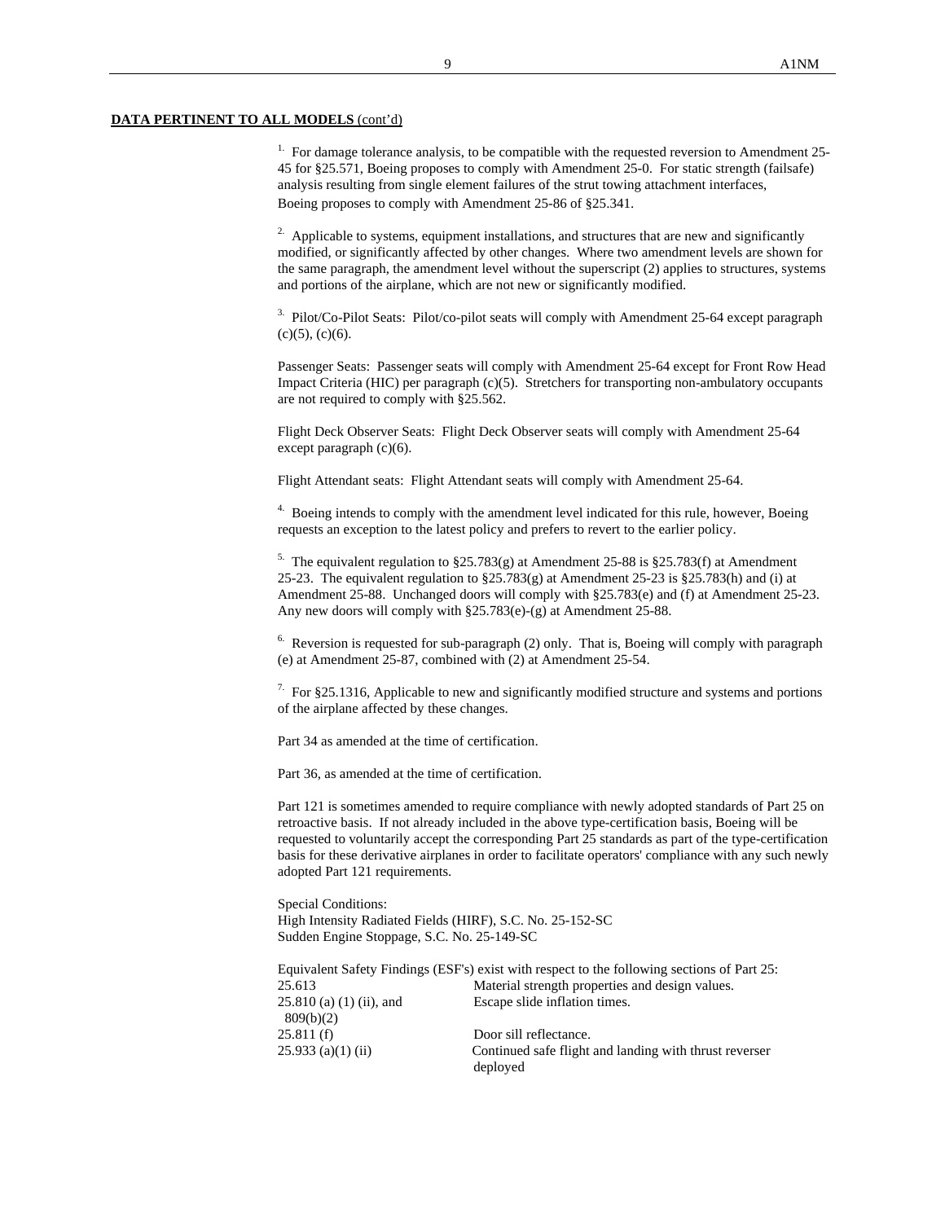**DATA PERTINENT TO ALL MODELS** (cont'd)

[1] For damage tolerance analysis, to be compatible with the requested reversion to Amendment 25-45 for §25.571, Boeing proposes to comply with Amendment 25-0. For static strength (failsafe) analysis resulting from single element failures of the strut towing attachment interfaces, Boeing proposes to comply with Amendment 25-86 of §25.341.

[2] Applicable to systems, equipment installations, and structures that are new and significantly modified, or significantly affected by other changes. Where two amendment levels are shown for the same paragraph, the amendment level without the superscript (2) applies to structures, systems and portions of the airplane, which are not new or significantly modified.

[3] Pilot/Co-Pilot Seats: Pilot/co-pilot seats will comply with Amendment 25-64 except paragraph (c)(5), (c)(6).

Passenger Seats: Passenger seats will comply with Amendment 25-64 except for Front Row Head Impact Criteria (HIC) per paragraph (c)(5). Stretchers for transporting non-ambulatory occupants are not required to comply with §25.562.

Flight Deck Observer Seats: Flight Deck Observer seats will comply with Amendment 25-64 except paragraph (c)(6).

Flight Attendant seats: Flight Attendant seats will comply with Amendment 25-64.

[4] Boeing intends to comply with the amendment level indicated for this rule, however, Boeing requests an exception to the latest policy and prefers to revert to the earlier policy.

[5] The equivalent regulation to §25.783(g) at Amendment 25-88 is §25.783(f) at Amendment 25-23. The equivalent regulation to §25.783(g) at Amendment 25-23 is §25.783(h) and (i) at Amendment 25-88. Unchanged doors will comply with §25.783(e) and (f) at Amendment 25-23. Any new doors will comply with §25.783(e)-(g) at Amendment 25-88.

[6] Reversion is requested for sub-paragraph (2) only. That is, Boeing will comply with paragraph (e) at Amendment 25-87, combined with (2) at Amendment 25-54.

[7] For §25.1316, Applicable to new and significantly modified structure and systems and portions of the airplane affected by these changes.

Part 34 as amended at the time of certification.

Part 36, as amended at the time of certification.

Part 121 is sometimes amended to require compliance with newly adopted standards of Part 25 on retroactive basis. If not already included in the above type-certification basis, Boeing will be requested to voluntarily accept the corresponding Part 25 standards as part of the type-certification basis for these derivative airplanes in order to facilitate operators' compliance with any such newly adopted Part 121 requirements.

Special Conditions:
High Intensity Radiated Fields (HIRF), S.C. No. 25-152-SC
Sudden Engine Stoppage, S.C. No. 25-149-SC

Equivalent Safety Findings (ESF's) exist with respect to the following sections of Part 25:

| | |
|---|---|
| 25.613 | Material strength properties and design values. |
| 25.810 (a) (1) (ii), and 809(b)(2) | Escape slide inflation times. |
| 25.811 (f) | Door sill reflectance. |
| 25.933 (a)(1) (ii) | Continued safe flight and landing with thrust reverser deployed |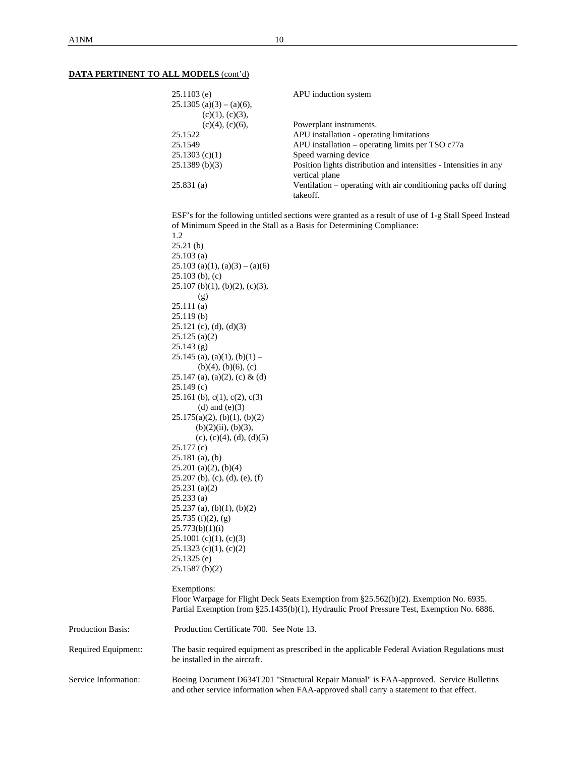**DATA PERTINENT TO ALL MODELS** (cont'd)

| | |
|---|---|
| 25.1103 (e) | APU induction system |
| 25.1305 (a)(3) – (a)(6), (c)(1), (c)(3), (c)(4), (c)(6), | Powerplant instruments. |
| 25.1522 | APU installation - operating limitations |
| 25.1549 | APU installation – operating limits per TSO c77a |
| 25.1303 (c)(1) | Speed warning device |
| 25.1389 (b)(3) | Position lights distribution and intensities - Intensities in any vertical plane |
| 25.831 (a) | Ventilation – operating with air conditioning packs off during takeoff. |

ESF's for the following untitled sections were granted as a result of use of 1-g Stall Speed Instead of Minimum Speed in the Stall as a Basis for Determining Compliance:

1.2
25.21 (b)
25.103 (a)
25.103 (a)(1), (a)(3) – (a)(6)
25.103 (b), (c)
25.107 (b)(1), (b)(2), (c)(3), (g)
25.111 (a)
25.119 (b)
25.121 (c), (d), (d)(3)
25.125 (a)(2)
25.143 (g)
25.145 (a), (a)(1), (b)(1) – (b)(4), (b)(6), (c)
25.147 (a), (a)(2), (c) & (d)
25.149 (c)
25.161 (b), c(1), c(2), c(3) (d) and (e)(3)
25.175(a)(2), (b)(1), (b)(2) (b)(2)(ii), (b)(3), (c), (c)(4), (d), (d)(5)
25.177 (c)
25.181 (a), (b)
25.201 (a)(2), (b)(4)
25.207 (b), (c), (d), (e), (f)
25.231 (a)(2)
25.233 (a)
25.237 (a), (b)(1), (b)(2)
25.735 (f)(2), (g)
25.773(b)(1)(i)
25.1001 (c)(1), (c)(3)
25.1323 (c)(1), (c)(2)
25.1325 (e)
25.1587 (b)(2)

Exemptions:
Floor Warpage for Flight Deck Seats Exemption from §25.562(b)(2). Exemption No. 6935.
Partial Exemption from §25.1435(b)(1), Hydraulic Proof Pressure Test, Exemption No. 6886.

Production Basis: Production Certificate 700. See Note 13.

Required Equipment: The basic required equipment as prescribed in the applicable Federal Aviation Regulations must be installed in the aircraft.

Service Information: Boeing Document D634T201 "Structural Repair Manual" is FAA-approved. Service Bulletins and other service information when FAA-approved shall carry a statement to that effect.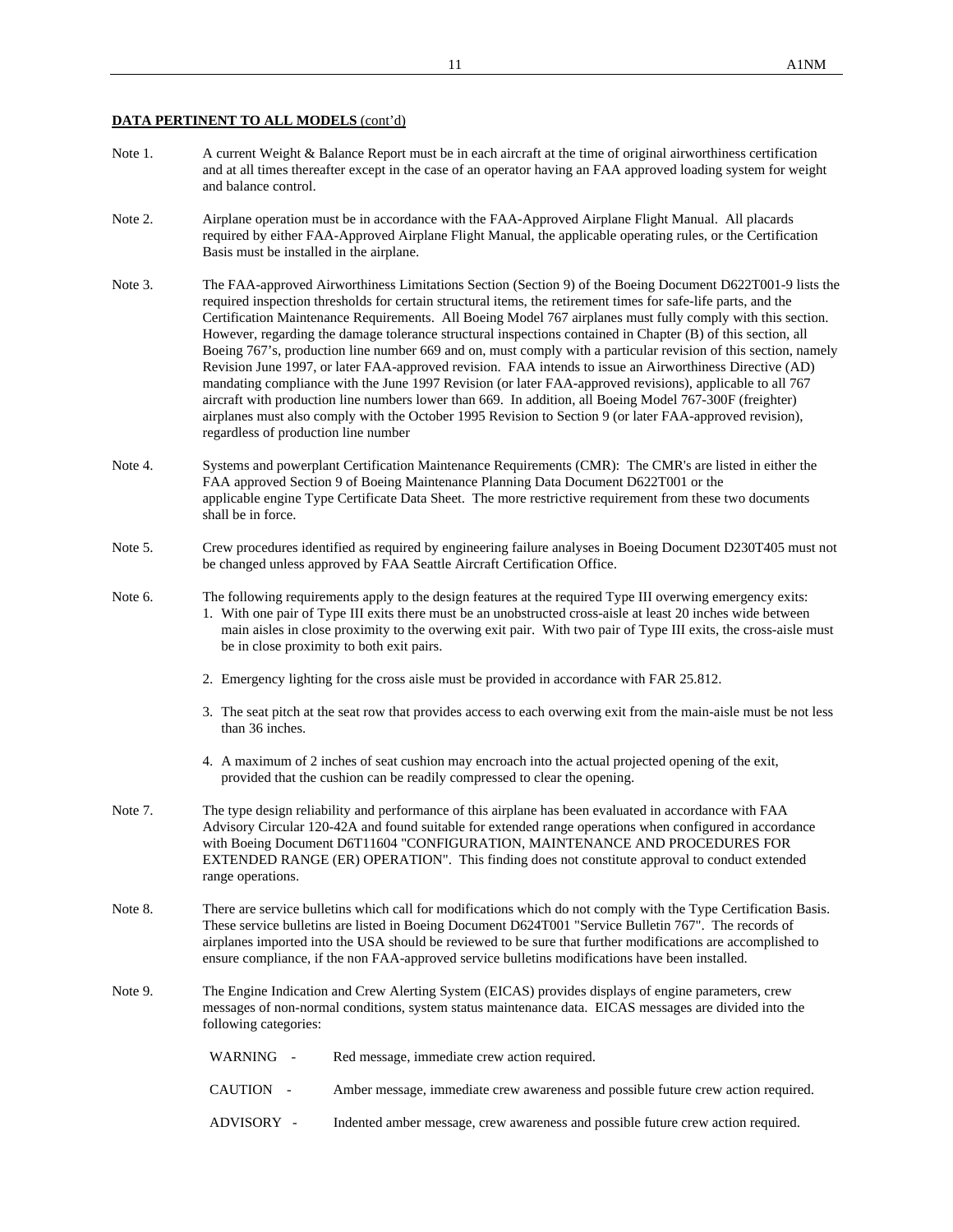**DATA PERTINENT TO ALL MODELS** (cont'd)

Note 1. A current Weight & Balance Report must be in each aircraft at the time of original airworthiness certification and at all times thereafter except in the case of an operator having an FAA approved loading system for weight and balance control.

Note 2. Airplane operation must be in accordance with the FAA-Approved Airplane Flight Manual. All placards required by either FAA-Approved Airplane Flight Manual, the applicable operating rules, or the Certification Basis must be installed in the airplane.

Note 3. The FAA-approved Airworthiness Limitations Section (Section 9) of the Boeing Document D622T001-9 lists the required inspection thresholds for certain structural items, the retirement times for safe-life parts, and the Certification Maintenance Requirements. All Boeing Model 767 airplanes must fully comply with this section. However, regarding the damage tolerance structural inspections contained in Chapter (B) of this section, all Boeing 767's, production line number 669 and on, must comply with a particular revision of this section, namely Revision June 1997, or later FAA-approved revision. FAA intends to issue an Airworthiness Directive (AD) mandating compliance with the June 1997 Revision (or later FAA-approved revisions), applicable to all 767 aircraft with production line numbers lower than 669. In addition, all Boeing Model 767-300F (freighter) airplanes must also comply with the October 1995 Revision to Section 9 (or later FAA-approved revision), regardless of production line number

Note 4. Systems and powerplant Certification Maintenance Requirements (CMR): The CMR's are listed in either the FAA approved Section 9 of Boeing Maintenance Planning Data Document D622T001 or the applicable engine Type Certificate Data Sheet. The more restrictive requirement from these two documents shall be in force.

Note 5. Crew procedures identified as required by engineering failure analyses in Boeing Document D230T405 must not be changed unless approved by FAA Seattle Aircraft Certification Office.

Note 6. The following requirements apply to the design features at the required Type III overwing emergency exits:

1. With one pair of Type III exits there must be an unobstructed cross-aisle at least 20 inches wide between main aisles in close proximity to the overwing exit pair. With two pair of Type III exits, the cross-aisle must be in close proximity to both exit pairs.
2. Emergency lighting for the cross aisle must be provided in accordance with FAR 25.812.
3. The seat pitch at the seat row that provides access to each overwing exit from the main-aisle must be not less than 36 inches.
4. A maximum of 2 inches of seat cushion may encroach into the actual projected opening of the exit, provided that the cushion can be readily compressed to clear the opening.

Note 7. The type design reliability and performance of this airplane has been evaluated in accordance with FAA Advisory Circular 120-42A and found suitable for extended range operations when configured in accordance with Boeing Document D6T11604 "CONFIGURATION, MAINTENANCE AND PROCEDURES FOR EXTENDED RANGE (ER) OPERATION". This finding does not constitute approval to conduct extended range operations.

Note 8. There are service bulletins which call for modifications which do not comply with the Type Certification Basis. These service bulletins are listed in Boeing Document D624T001 "Service Bulletin 767". The records of airplanes imported into the USA should be reviewed to be sure that further modifications are accomplished to ensure compliance, if the non FAA-approved service bulletins modifications have been installed.

Note 9. The Engine Indication and Crew Alerting System (EICAS) provides displays of engine parameters, crew messages of non-normal conditions, system status maintenance data. EICAS messages are divided into the following categories:

WARNING - Red message, immediate crew action required.

CAUTION - Amber message, immediate crew awareness and possible future crew action required.

ADVISORY - Indented amber message, crew awareness and possible future crew action required.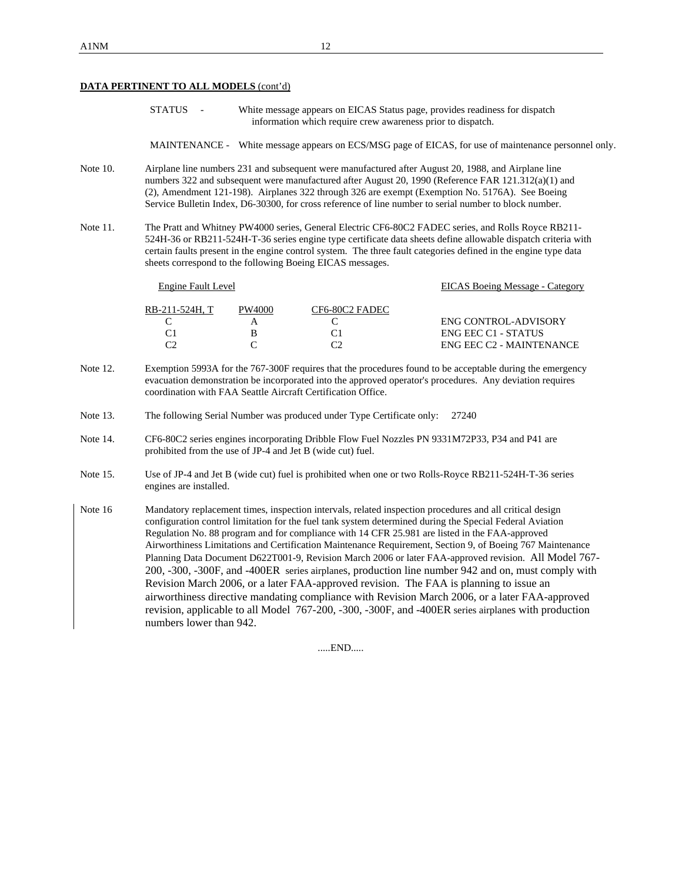**DATA PERTINENT TO ALL MODELS** (cont'd)

STATUS - White message appears on EICAS Status page, provides readiness for dispatch information which require crew awareness prior to dispatch.

MAINTENANCE - White message appears on ECS/MSG page of EICAS, for use of maintenance personnel only.

Note 10. Airplane line numbers 231 and subsequent were manufactured after August 20, 1988, and Airplane line numbers 322 and subsequent were manufactured after August 20, 1990 (Reference FAR 121.312(a)(1) and (2), Amendment 121-198). Airplanes 322 through 326 are exempt (Exemption No. 5176A). See Boeing Service Bulletin Index, D6-30300, for cross reference of line number to serial number to block number.

Note 11. The Pratt and Whitney PW4000 series, General Electric CF6-80C2 FADEC series, and Rolls Royce RB211-524H-36 or RB211-524H-T-36 series engine type certificate data sheets define allowable dispatch criteria with certain faults present in the engine control system. The three fault categories defined in the engine type data sheets correspond to the following Boeing EICAS messages.

| Engine Fault Level | | | EICAS Boeing Message - Category |
|---|---|---|---|
| RB-211-524H, T | PW4000 | CF6-80C2 FADEC | |
| C | A | C | ENG CONTROL-ADVISORY |
| C1 | B | C1 | ENG EEC C1 - STATUS |
| C2 | C | C2 | ENG EEC C2 - MAINTENANCE |

Note 12. Exemption 5993A for the 767-300F requires that the procedures found to be acceptable during the emergency evacuation demonstration be incorporated into the approved operator's procedures. Any deviation requires coordination with FAA Seattle Aircraft Certification Office.

Note 13. The following Serial Number was produced under Type Certificate only: 27240

Note 14. CF6-80C2 series engines incorporating Dribble Flow Fuel Nozzles PN 9331M72P33, P34 and P41 are prohibited from the use of JP-4 and Jet B (wide cut) fuel.

Note 15. Use of JP-4 and Jet B (wide cut) fuel is prohibited when one or two Rolls-Royce RB211-524H-T-36 series engines are installed.

Note 16 Mandatory replacement times, inspection intervals, related inspection procedures and all critical design configuration control limitation for the fuel tank system determined during the Special Federal Aviation Regulation No. 88 program and for compliance with 14 CFR 25.981 are listed in the FAA-approved Airworthiness Limitations and Certification Maintenance Requirement, Section 9, of Boeing 767 Maintenance Planning Data Document D622T001-9, Revision March 2006 or later FAA-approved revision. All Model 767-200, -300, -300F, and -400ER series airplanes, production line number 942 and on, must comply with Revision March 2006, or a later FAA-approved revision. The FAA is planning to issue an airworthiness directive mandating compliance with Revision March 2006, or a later FAA-approved revision, applicable to all Model 767-200, -300, -300F, and -400ER series airplanes with production numbers lower than 942.

.....END.....